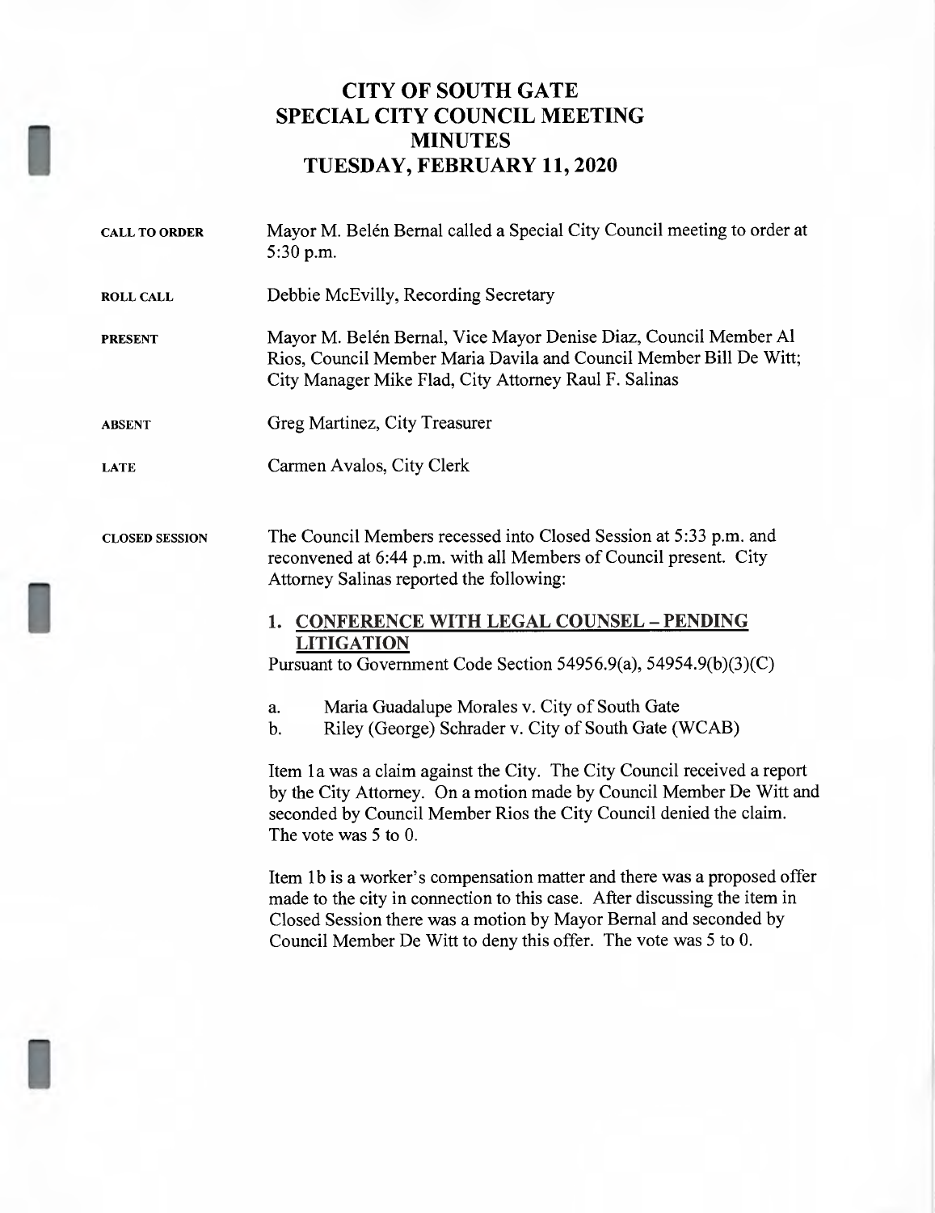# CITY OF SOUTH GATE
# SPECIAL CITY COUNCIL MEETING
# MINUTES
# TUESDAY, FEBRUARY 11, 2020

**CALL TO ORDER** Mayor M. Belén Bernal called a Special City Council meeting to order at 5:30 p.m.

**ROLL CALL** Debbie McEvilly, Recording Secretary

**PRESENT** Mayor M. Belén Bernal, Vice Mayor Denise Diaz, Council Member Al Rios, Council Member Maria Davila and Council Member Bill De Witt; City Manager Mike Flad, City Attorney Raul F. Salinas

**ABSENT** Greg Martinez, City Treasurer

**LATE** Carmen Avalos, City Clerk

**CLOSED SESSION** The Council Members recessed into Closed Session at 5:33 p.m. and reconvened at 6:44 p.m. with all Members of Council present. City Attorney Salinas reported the following:

1. **CONFERENCE WITH LEGAL COUNSEL – PENDING LITIGATION**

Pursuant to Government Code Section 54956.9(a), 54954.9(b)(3)(C)

a. Maria Guadalupe Morales v. City of South Gate
b. Riley (George) Schrader v. City of South Gate (WCAB)

Item 1a was a claim against the City. The City Council received a report by the City Attorney. On a motion made by Council Member De Witt and seconded by Council Member Rios the City Council denied the claim. The vote was 5 to 0.

Item 1b is a worker's compensation matter and there was a proposed offer made to the city in connection to this case. After discussing the item in Closed Session there was a motion by Mayor Bernal and seconded by Council Member De Witt to deny this offer. The vote was 5 to 0.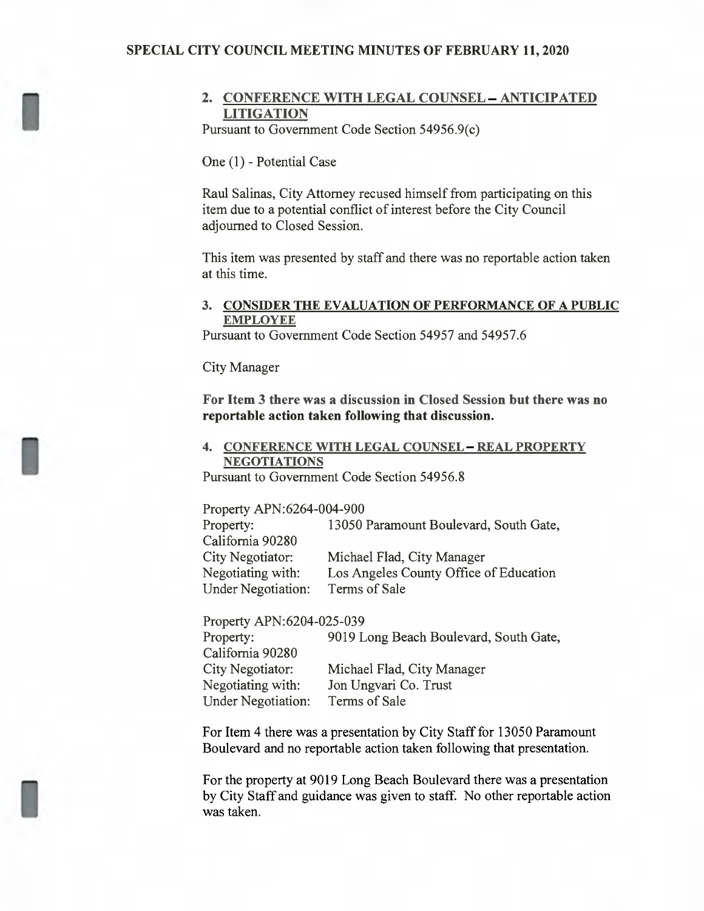## 2. CONFERENCE WITH LEGAL COUNSEL – ANTICIPATED LITIGATION

Pursuant to Government Code Section 54956.9(c)

One (1) - Potential Case

Raul Salinas, City Attorney recused himself from participating on this item due to a potential conflict of interest before the City Council adjourned to Closed Session.

This item was presented by staff and there was no reportable action taken at this time.

## 3. CONSIDER THE EVALUATION OF PERFORMANCE OF A PUBLIC EMPLOYEE

Pursuant to Government Code Section 54957 and 54957.6

City Manager

**For Item 3 there was a discussion in Closed Session but there was no reportable action taken following that discussion.**

## 4. CONFERENCE WITH LEGAL COUNSEL – REAL PROPERTY NEGOTIATIONS

Pursuant to Government Code Section 54956.8

Property APN:6264-004-900

| | |
|---|---|
| Property: | 13050 Paramount Boulevard, South Gate, California 90280 |
| City Negotiator: | Michael Flad, City Manager |
| Negotiating with: | Los Angeles County Office of Education |
| Under Negotiation: | Terms of Sale |

Property APN:6204-025-039

| | |
|---|---|
| Property: | 9019 Long Beach Boulevard, South Gate, California 90280 |
| City Negotiator: | Michael Flad, City Manager |
| Negotiating with: | Jon Ungvari Co. Trust |
| Under Negotiation: | Terms of Sale |

For Item 4 there was a presentation by City Staff for 13050 Paramount Boulevard and no reportable action taken following that presentation.

For the property at 9019 Long Beach Boulevard there was a presentation by City Staff and guidance was given to staff. No other reportable action was taken.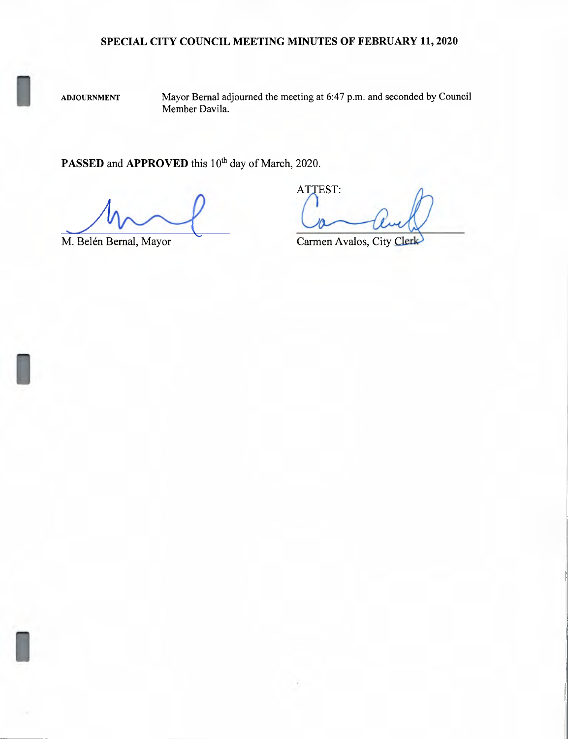## SPECIAL CITY COUNCIL MEETING MINUTES OF FEBRUARY 11, 2020

**ADJOURNMENT** Mayor Bernal adjourned the meeting at 6:47 p.m. and seconded by Council Member Davila.

**PASSED** and **APPROVED** this 10th day of March, 2020.

M. Belén Bernal, Mayor

ATTEST:

Carmen Avalos, City Clerk